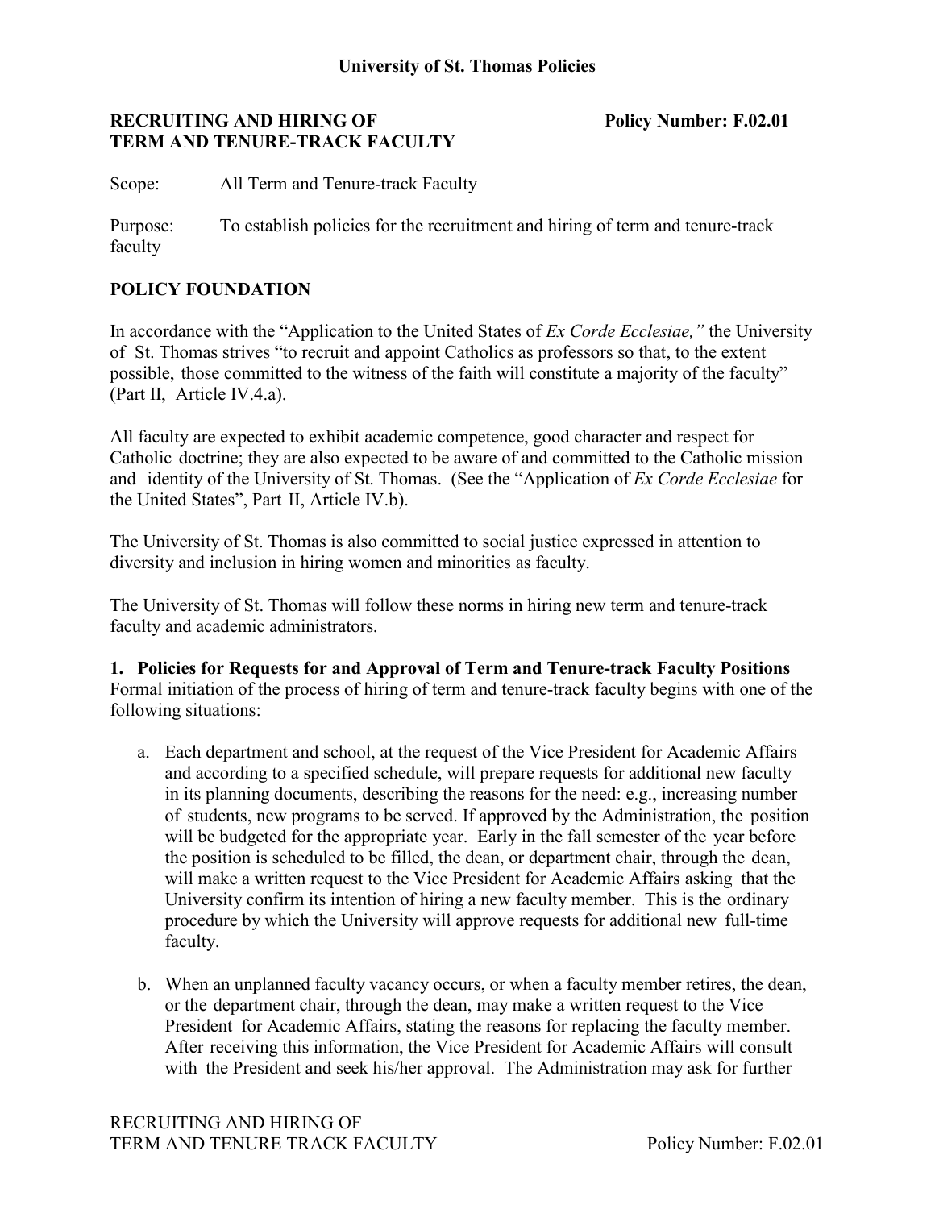**University of St. Thomas Policies**

**RECRUITING AND HIRING OF TERM AND TENURE-TRACK FACULTY** **Policy Number: F.02.01**

Scope: All Term and Tenure-track Faculty

Purpose: To establish policies for the recruitment and hiring of term and tenure-track faculty

## POLICY FOUNDATION

In accordance with the "Application to the United States of *Ex Corde Ecclesiae,"* the University of St. Thomas strives "to recruit and appoint Catholics as professors so that, to the extent possible, those committed to the witness of the faith will constitute a majority of the faculty" (Part II, Article IV.4.a).

All faculty are expected to exhibit academic competence, good character and respect for Catholic doctrine; they are also expected to be aware of and committed to the Catholic mission and identity of the University of St. Thomas. (See the "Application of *Ex Corde Ecclesiae* for the United States", Part II, Article IV.b).

The University of St. Thomas is also committed to social justice expressed in attention to diversity and inclusion in hiring women and minorities as faculty.

The University of St. Thomas will follow these norms in hiring new term and tenure-track faculty and academic administrators.

**1. Policies for Requests for and Approval of Term and Tenure-track Faculty Positions**
Formal initiation of the process of hiring of term and tenure-track faculty begins with one of the following situations:

a. Each department and school, at the request of the Vice President for Academic Affairs and according to a specified schedule, will prepare requests for additional new faculty in its planning documents, describing the reasons for the need: e.g., increasing number of students, new programs to be served. If approved by the Administration, the position will be budgeted for the appropriate year. Early in the fall semester of the year before the position is scheduled to be filled, the dean, or department chair, through the dean, will make a written request to the Vice President for Academic Affairs asking that the University confirm its intention of hiring a new faculty member. This is the ordinary procedure by which the University will approve requests for additional new full-time faculty.

b. When an unplanned faculty vacancy occurs, or when a faculty member retires, the dean, or the department chair, through the dean, may make a written request to the Vice President for Academic Affairs, stating the reasons for replacing the faculty member. After receiving this information, the Vice President for Academic Affairs will consult with the President and seek his/her approval. The Administration may ask for further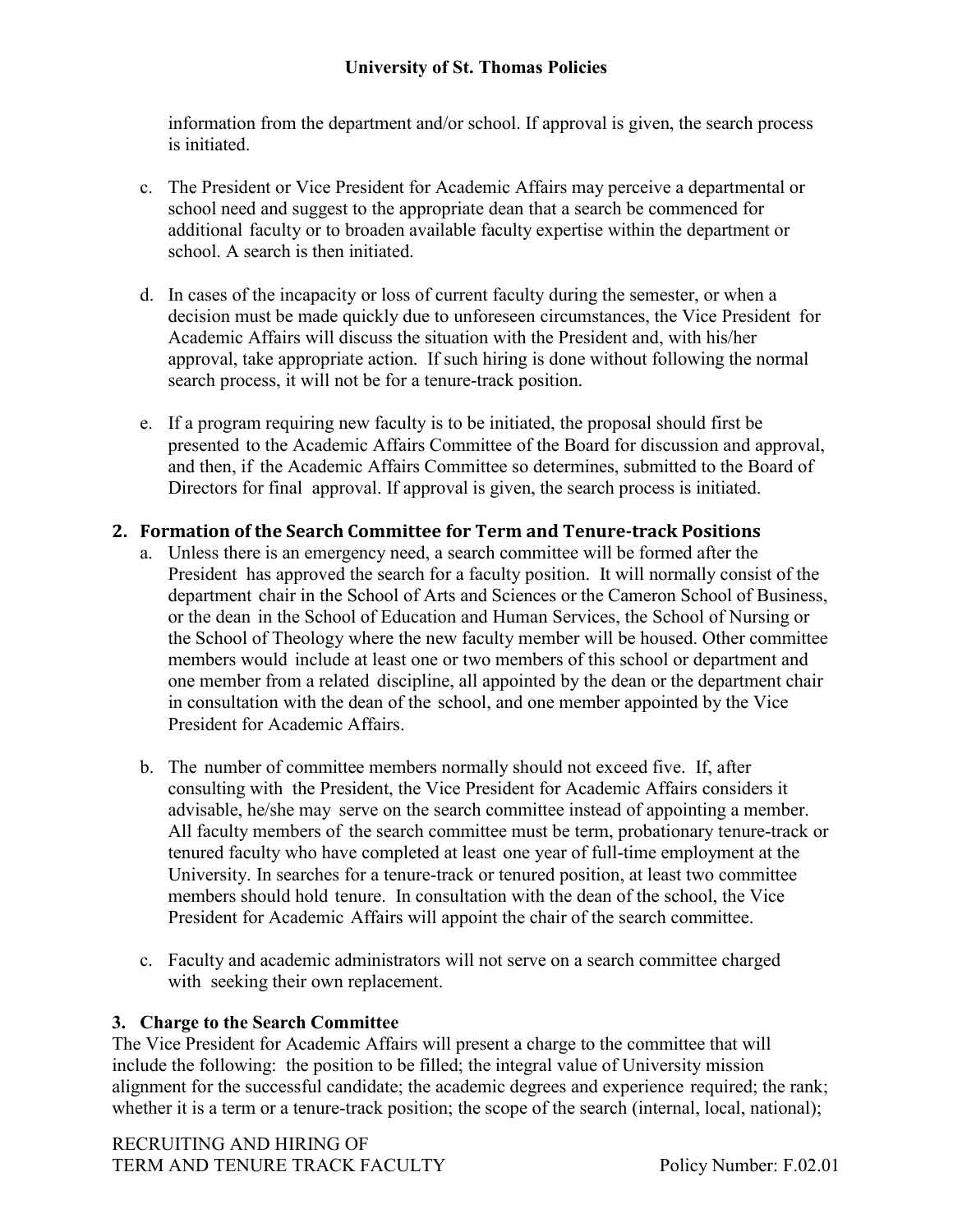information from the department and/or school. If approval is given, the search process is initiated.

c. The President or Vice President for Academic Affairs may perceive a departmental or school need and suggest to the appropriate dean that a search be commenced for additional faculty or to broaden available faculty expertise within the department or school. A search is then initiated.

d. In cases of the incapacity or loss of current faculty during the semester, or when a decision must be made quickly due to unforeseen circumstances, the Vice President for Academic Affairs will discuss the situation with the President and, with his/her approval, take appropriate action. If such hiring is done without following the normal search process, it will not be for a tenure-track position.

e. If a program requiring new faculty is to be initiated, the proposal should first be presented to the Academic Affairs Committee of the Board for discussion and approval, and then, if the Academic Affairs Committee so determines, submitted to the Board of Directors for final approval. If approval is given, the search process is initiated.

## 2. Formation of the Search Committee for Term and Tenure-track Positions

a. Unless there is an emergency need, a search committee will be formed after the President has approved the search for a faculty position. It will normally consist of the department chair in the School of Arts and Sciences or the Cameron School of Business, or the dean in the School of Education and Human Services, the School of Nursing or the School of Theology where the new faculty member will be housed. Other committee members would include at least one or two members of this school or department and one member from a related discipline, all appointed by the dean or the department chair in consultation with the dean of the school, and one member appointed by the Vice President for Academic Affairs.

b. The number of committee members normally should not exceed five. If, after consulting with the President, the Vice President for Academic Affairs considers it advisable, he/she may serve on the search committee instead of appointing a member. All faculty members of the search committee must be term, probationary tenure-track or tenured faculty who have completed at least one year of full-time employment at the University. In searches for a tenure-track or tenured position, at least two committee members should hold tenure. In consultation with the dean of the school, the Vice President for Academic Affairs will appoint the chair of the search committee.

c. Faculty and academic administrators will not serve on a search committee charged with seeking their own replacement.

## 3. Charge to the Search Committee

The Vice President for Academic Affairs will present a charge to the committee that will include the following: the position to be filled; the integral value of University mission alignment for the successful candidate; the academic degrees and experience required; the rank; whether it is a term or a tenure-track position; the scope of the search (internal, local, national);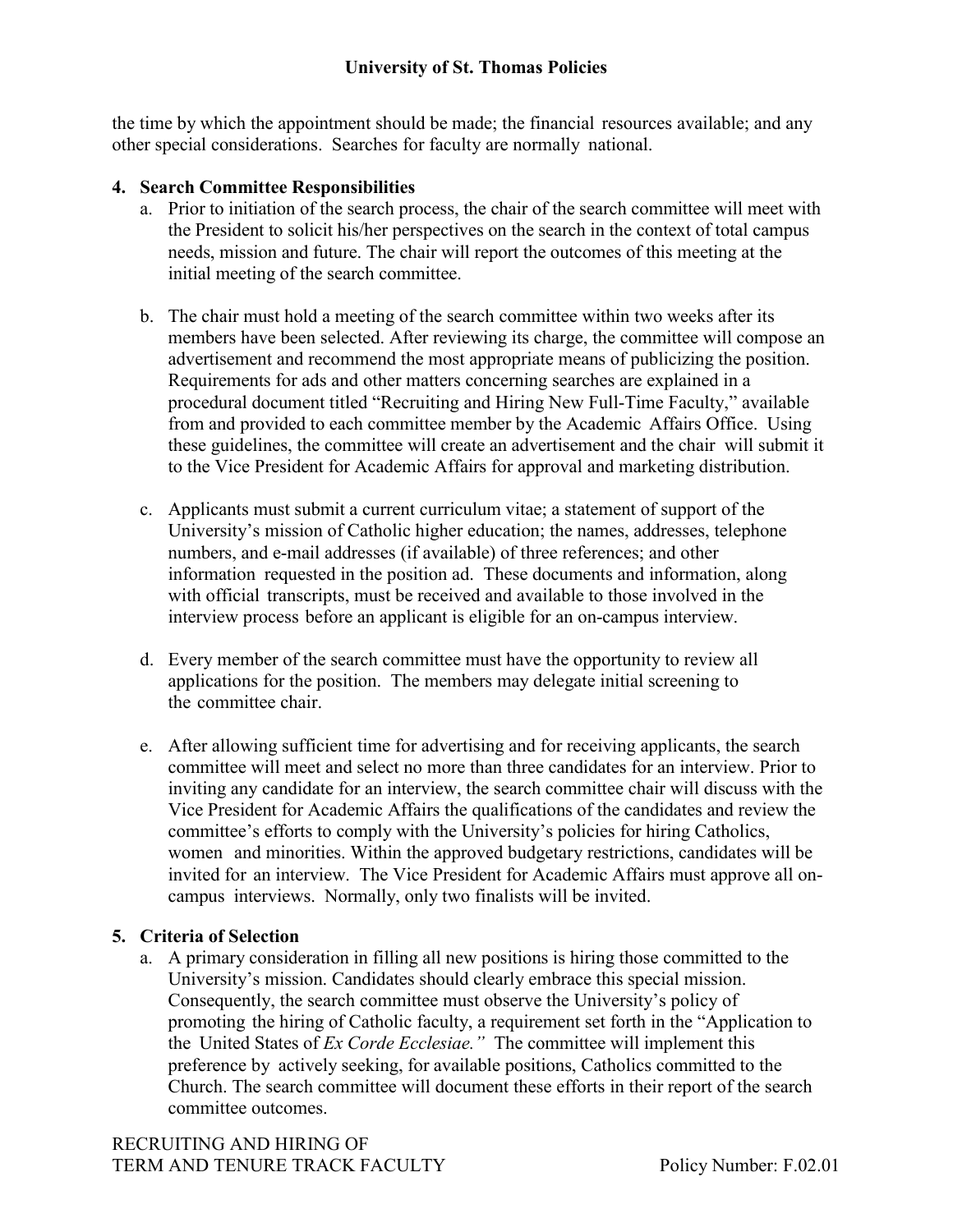the time by which the appointment should be made; the financial resources available; and any other special considerations. Searches for faculty are normally national.

**4. Search Committee Responsibilities**

a. Prior to initiation of the search process, the chair of the search committee will meet with the President to solicit his/her perspectives on the search in the context of total campus needs, mission and future. The chair will report the outcomes of this meeting at the initial meeting of the search committee.

b. The chair must hold a meeting of the search committee within two weeks after its members have been selected. After reviewing its charge, the committee will compose an advertisement and recommend the most appropriate means of publicizing the position. Requirements for ads and other matters concerning searches are explained in a procedural document titled "Recruiting and Hiring New Full-Time Faculty," available from and provided to each committee member by the Academic Affairs Office. Using these guidelines, the committee will create an advertisement and the chair will submit it to the Vice President for Academic Affairs for approval and marketing distribution.

c. Applicants must submit a current curriculum vitae; a statement of support of the University's mission of Catholic higher education; the names, addresses, telephone numbers, and e-mail addresses (if available) of three references; and other information requested in the position ad. These documents and information, along with official transcripts, must be received and available to those involved in the interview process before an applicant is eligible for an on-campus interview.

d. Every member of the search committee must have the opportunity to review all applications for the position. The members may delegate initial screening to the committee chair.

e. After allowing sufficient time for advertising and for receiving applicants, the search committee will meet and select no more than three candidates for an interview. Prior to inviting any candidate for an interview, the search committee chair will discuss with the Vice President for Academic Affairs the qualifications of the candidates and review the committee's efforts to comply with the University's policies for hiring Catholics, women and minorities. Within the approved budgetary restrictions, candidates will be invited for an interview. The Vice President for Academic Affairs must approve all on-campus interviews. Normally, only two finalists will be invited.

**5. Criteria of Selection**

a. A primary consideration in filling all new positions is hiring those committed to the University's mission. Candidates should clearly embrace this special mission. Consequently, the search committee must observe the University's policy of promoting the hiring of Catholic faculty, a requirement set forth in the "Application to the United States of *Ex Corde Ecclesiae."* The committee will implement this preference by actively seeking, for available positions, Catholics committed to the Church. The search committee will document these efforts in their report of the search committee outcomes.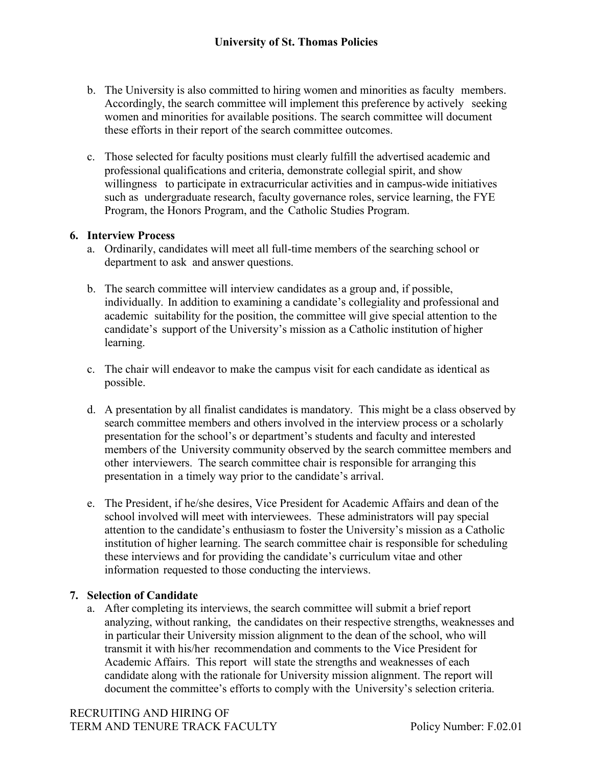b. The University is also committed to hiring women and minorities as faculty members. Accordingly, the search committee will implement this preference by actively seeking women and minorities for available positions. The search committee will document these efforts in their report of the search committee outcomes.

c. Those selected for faculty positions must clearly fulfill the advertised academic and professional qualifications and criteria, demonstrate collegial spirit, and show willingness to participate in extracurricular activities and in campus-wide initiatives such as undergraduate research, faculty governance roles, service learning, the FYE Program, the Honors Program, and the Catholic Studies Program.

**6. Interview Process**

a. Ordinarily, candidates will meet all full-time members of the searching school or department to ask and answer questions.

b. The search committee will interview candidates as a group and, if possible, individually. In addition to examining a candidate's collegiality and professional and academic suitability for the position, the committee will give special attention to the candidate's support of the University's mission as a Catholic institution of higher learning.

c. The chair will endeavor to make the campus visit for each candidate as identical as possible.

d. A presentation by all finalist candidates is mandatory. This might be a class observed by search committee members and others involved in the interview process or a scholarly presentation for the school's or department's students and faculty and interested members of the University community observed by the search committee members and other interviewers. The search committee chair is responsible for arranging this presentation in a timely way prior to the candidate's arrival.

e. The President, if he/she desires, Vice President for Academic Affairs and dean of the school involved will meet with interviewees. These administrators will pay special attention to the candidate's enthusiasm to foster the University's mission as a Catholic institution of higher learning. The search committee chair is responsible for scheduling these interviews and for providing the candidate's curriculum vitae and other information requested to those conducting the interviews.

**7. Selection of Candidate**

a. After completing its interviews, the search committee will submit a brief report analyzing, without ranking, the candidates on their respective strengths, weaknesses and in particular their University mission alignment to the dean of the school, who will transmit it with his/her recommendation and comments to the Vice President for Academic Affairs. This report will state the strengths and weaknesses of each candidate along with the rationale for University mission alignment. The report will document the committee's efforts to comply with the University's selection criteria.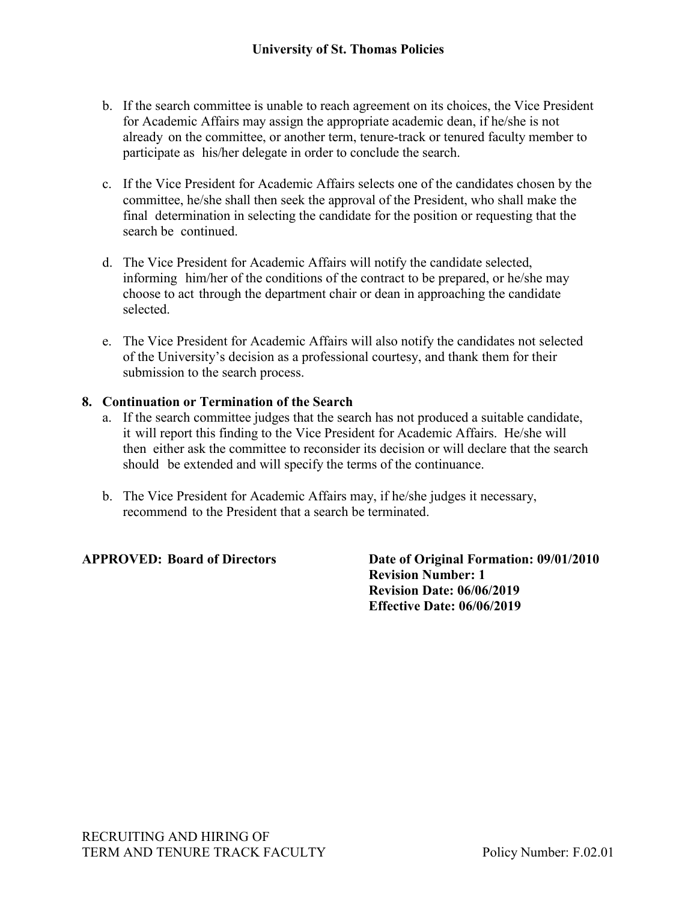b. If the search committee is unable to reach agreement on its choices, the Vice President for Academic Affairs may assign the appropriate academic dean, if he/she is not already on the committee, or another term, tenure-track or tenured faculty member to participate as his/her delegate in order to conclude the search.

c. If the Vice President for Academic Affairs selects one of the candidates chosen by the committee, he/she shall then seek the approval of the President, who shall make the final determination in selecting the candidate for the position or requesting that the search be continued.

d. The Vice President for Academic Affairs will notify the candidate selected, informing him/her of the conditions of the contract to be prepared, or he/she may choose to act through the department chair or dean in approaching the candidate selected.

e. The Vice President for Academic Affairs will also notify the candidates not selected of the University's decision as a professional courtesy, and thank them for their submission to the search process.

**8. Continuation or Termination of the Search**

a. If the search committee judges that the search has not produced a suitable candidate, it will report this finding to the Vice President for Academic Affairs. He/she will then either ask the committee to reconsider its decision or will declare that the search should be extended and will specify the terms of the continuance.

b. The Vice President for Academic Affairs may, if he/she judges it necessary, recommend to the President that a search be terminated.

**APPROVED: Board of Directors**

**Date of Original Formation: 09/01/2010**
**Revision Number: 1**
**Revision Date: 06/06/2019**
**Effective Date: 06/06/2019**